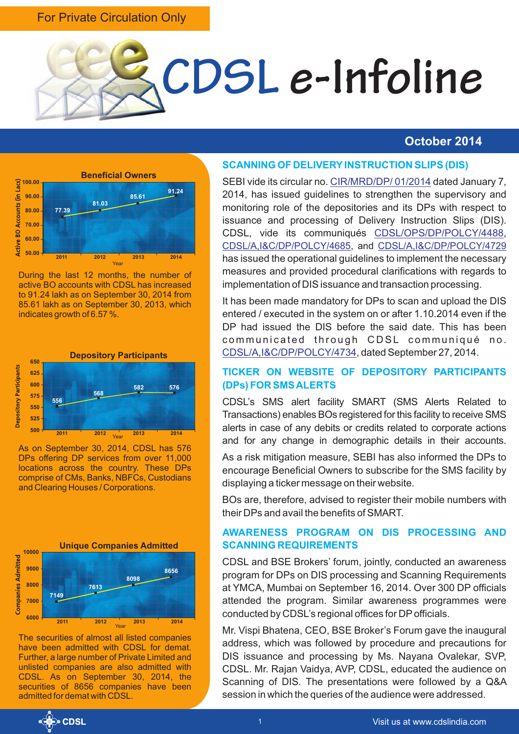For Private Circulation Only

# CDSL e-Infoline

**October 2014**

### Beneficial Owners

| Year | Active BO Accounts (in Lacs) |
|---|---|
| 2011 | 77.39 |
| 2012 | 81.03 |
| 2013 | 85.61 |
| 2014 | 91.24 |

During the last 12 months, the number of active BO accounts with CDSL has increased to 91.24 lakh as on September 30, 2014 from 85.61 lakh as on September 30, 2013, which indicates growth of 6.57 %.

### Depository Participants

| Year | Depository Participants |
|---|---|
| 2011 | 556 |
| 2012 | 568 |
| 2013 | 582 |
| 2014 | 576 |

As on September 30, 2014, CDSL has 576 DPs offering DP services from over 11,000 locations across the country. These DPs comprise of CMs, Banks, NBFCs, Custodians and Clearing Houses / Corporations.

### Unique Companies Admitted

| Year | Companies Admitted |
|---|---|
| 2011 | 7149 |
| 2012 | 7613 |
| 2013 | 8098 |
| 2014 | 8656 |

The securities of almost all listed companies have been admitted with CDSL for demat. Further, a large number of Private Limited and unlisted companies are also admitted with CDSL. As on September 30, 2014, the securities of 8656 companies have been admitted for demat with CDSL.

## SCANNING OF DELIVERY INSTRUCTION SLIPS (DIS)

SEBI vide its circular no. CIR/MRD/DP/ 01/2014 dated January 7, 2014, has issued guidelines to strengthen the supervisory and monitoring role of the depositories and its DPs with respect to issuance and processing of Delivery Instruction Slips (DIS). CDSL, vide its communiqués CDSL/OPS/DP/POLCY/4488, CDSL/A,I&C/DP/POLCY/4685, and CDSL/A,I&C/DP/POLCY/4729 has issued the operational guidelines to implement the necessary measures and provided procedural clarifications with regards to implementation of DIS issuance and transaction processing.

It has been made mandatory for DPs to scan and upload the DIS entered / executed in the system on or after 1.10.2014 even if the DP had issued the DIS before the said date. This has been communicated through CDSL communiqué no. CDSL/A,I&C/DP/POLCY/4734, dated September 27, 2014.

## TICKER ON WEBSITE OF DEPOSITORY PARTICIPANTS (DPs) FOR SMS ALERTS

CDSL's SMS alert facility SMART (SMS Alerts Related to Transactions) enables BOs registered for this facility to receive SMS alerts in case of any debits or credits related to corporate actions and for any change in demographic details in their accounts.

As a risk mitigation measure, SEBI has also informed the DPs to encourage Beneficial Owners to subscribe for the SMS facility by displaying a ticker message on their website.

BOs are, therefore, advised to register their mobile numbers with their DPs and avail the benefits of SMART.

## AWARENESS PROGRAM ON DIS PROCESSING AND SCANNING REQUIREMENTS

CDSL and BSE Brokers' forum, jointly, conducted an awareness program for DPs on DIS processing and Scanning Requirements at YMCA, Mumbai on September 16, 2014. Over 300 DP officials attended the program. Similar awareness programmes were conducted by CDSL's regional offices for DP officials.

Mr. Vispi Bhatena, CEO, BSE Broker's Forum gave the inaugural address, which was followed by procedure and precautions for DIS issuance and processing by Ms. Nayana Ovalekar, SVP, CDSL. Mr. Rajan Vaidya, AVP, CDSL, educated the audience on Scanning of DIS. The presentations were followed by a Q&A session in which the queries of the audience were addressed.

CDSL — Visit us at www.cdslindia.com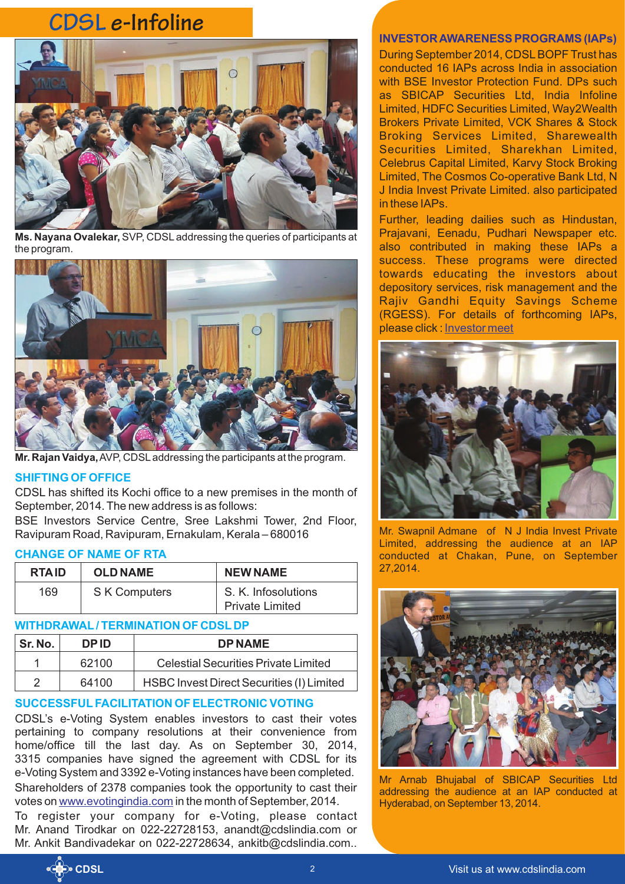# CDSL e-Infoline

**Ms. Nayana Ovalekar,** SVP, CDSL addressing the queries of participants at the program.

**Mr. Rajan Vaidya,** AVP, CDSL addressing the participants at the program.

## SHIFTING OF OFFICE

CDSL has shifted its Kochi office to a new premises in the month of September, 2014. The new address is as follows:

BSE Investors Service Centre, Sree Lakshmi Tower, 2nd Floor, Ravipuram Road, Ravipuram, Ernakulam, Kerala – 680016

## CHANGE OF NAME OF RTA

| RTA ID | OLD NAME | NEW NAME |
|---|---|---|
| 169 | S K Computers | S. K. Infosolutions Private Limited |

## WITHDRAWAL / TERMINATION OF CDSL DP

| Sr. No. | DP ID | DP NAME |
|---|---|---|
| 1 | 62100 | Celestial Securities Private Limited |
| 2 | 64100 | HSBC Invest Direct Securities (I) Limited |

## SUCCESSFUL FACILITATION OF ELECTRONIC VOTING

CDSL's e-Voting System enables investors to cast their votes pertaining to company resolutions at their convenience from home/office till the last day. As on September 30, 2014, 3315 companies have signed the agreement with CDSL for its e-Voting System and 3392 e-Voting instances have been completed.

Shareholders of 2378 companies took the opportunity to cast their votes on www.evotingindia.com in the month of September, 2014.

To register your company for e-Voting, please contact Mr. Anand Tirodkar on 022-22728153, anandt@cdslindia.com or Mr. Ankit Bandivadekar on 022-22728634, ankitb@cdslindia.com..

## INVESTOR AWARENESS PROGRAMS (IAPs)

During September 2014, CDSL BOPF Trust has conducted 16 IAPs across India in association with BSE Investor Protection Fund. DPs such as SBICAP Securities Ltd, India Infoline Limited, HDFC Securities Limited, Way2Wealth Brokers Private Limited, VCK Shares & Stock Broking Services Limited, Sharewealth Securities Limited, Sharekhan Limited, Celebrus Capital Limited, Karvy Stock Broking Limited, The Cosmos Co-operative Bank Ltd, N J India Invest Private Limited. also participated in these IAPs.

Further, leading dailies such as Hindustan, Prajavani, Eenadu, Pudhari Newspaper etc. also contributed in making these IAPs a success. These programs were directed towards educating the investors about depository services, risk management and the Rajiv Gandhi Equity Savings Scheme (RGESS). For details of forthcoming IAPs, please click : Investor meet

Mr. Swapnil Admane of N J India Invest Private Limited, addressing the audience at an IAP conducted at Chakan, Pune, on September 27,2014.

Mr Arnab Bhujabal of SBICAP Securities Ltd addressing the audience at an IAP conducted at Hyderabad, on September 13, 2014.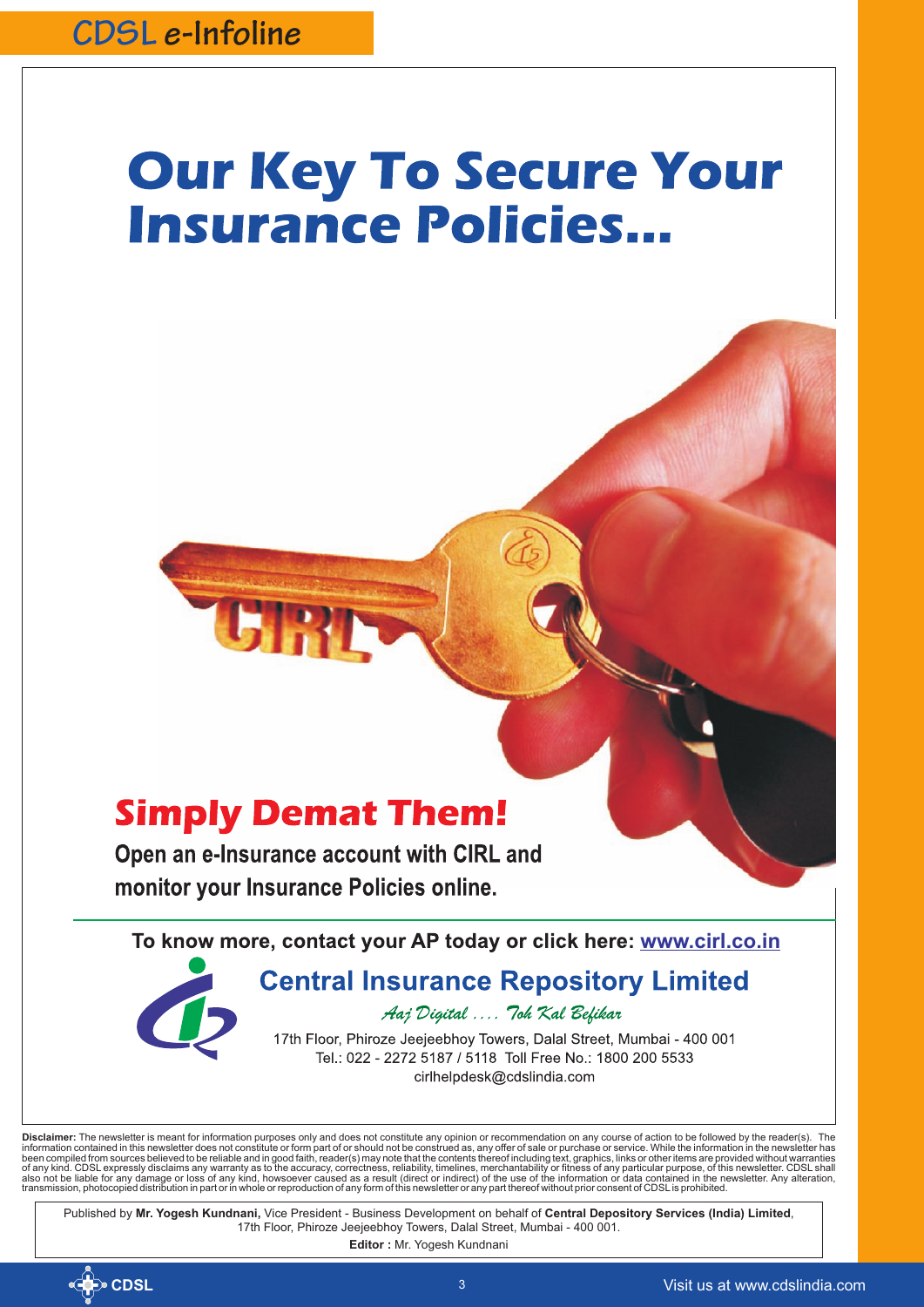# Our Key To Secure Your Insurance Policies...

## Simply Demat Them!

**Open an e-Insurance account with CIRL and monitor your Insurance Policies online.**

**To know more, contact your AP today or click here: www.cirl.co.in**

**Central Insurance Repository Limited**

*Aaj Digital .... Toh Kal Befikar*

17th Floor, Phiroze Jeejeebhoy Towers, Dalal Street, Mumbai - 400 001
Tel.: 022 - 2272 5187 / 5118 Toll Free No.: 1800 200 5533
cirlhelpdesk@cdslindia.com

**Disclaimer:** The newsletter is meant for information purposes only and does not constitute any opinion or recommendation on any course of action to be followed by the reader(s). The information contained in this newsletter does not constitute or form part of or should not be construed as, any offer of sale or purchase or service. While the information in the newsletter has been compiled from sources believed to be reliable and in good faith, reader(s) may note that the contents thereof including text, graphics, links or other items are provided without warranties of any kind. CDSL expressly disclaims any warranty as to the accuracy, correctness, reliability, timelines, merchantability or fitness of any particular purpose, of this newsletter. CDSL shall also not be liable for any damage or loss of any kind, howsoever caused as a result (direct or indirect) of the use of the information or data contained in the newsletter. Any alteration, transmission, photocopied distribution in part or in whole or reproduction of any form of this newsletter or any part thereof without prior consent of CDSL is prohibited.

Published by **Mr. Yogesh Kundnani,** Vice President - Business Development on behalf of **Central Depository Services (India) Limited**, 17th Floor, Phiroze Jeejeebhoy Towers, Dalal Street, Mumbai - 400 001.

**Editor :** Mr. Yogesh Kundnani